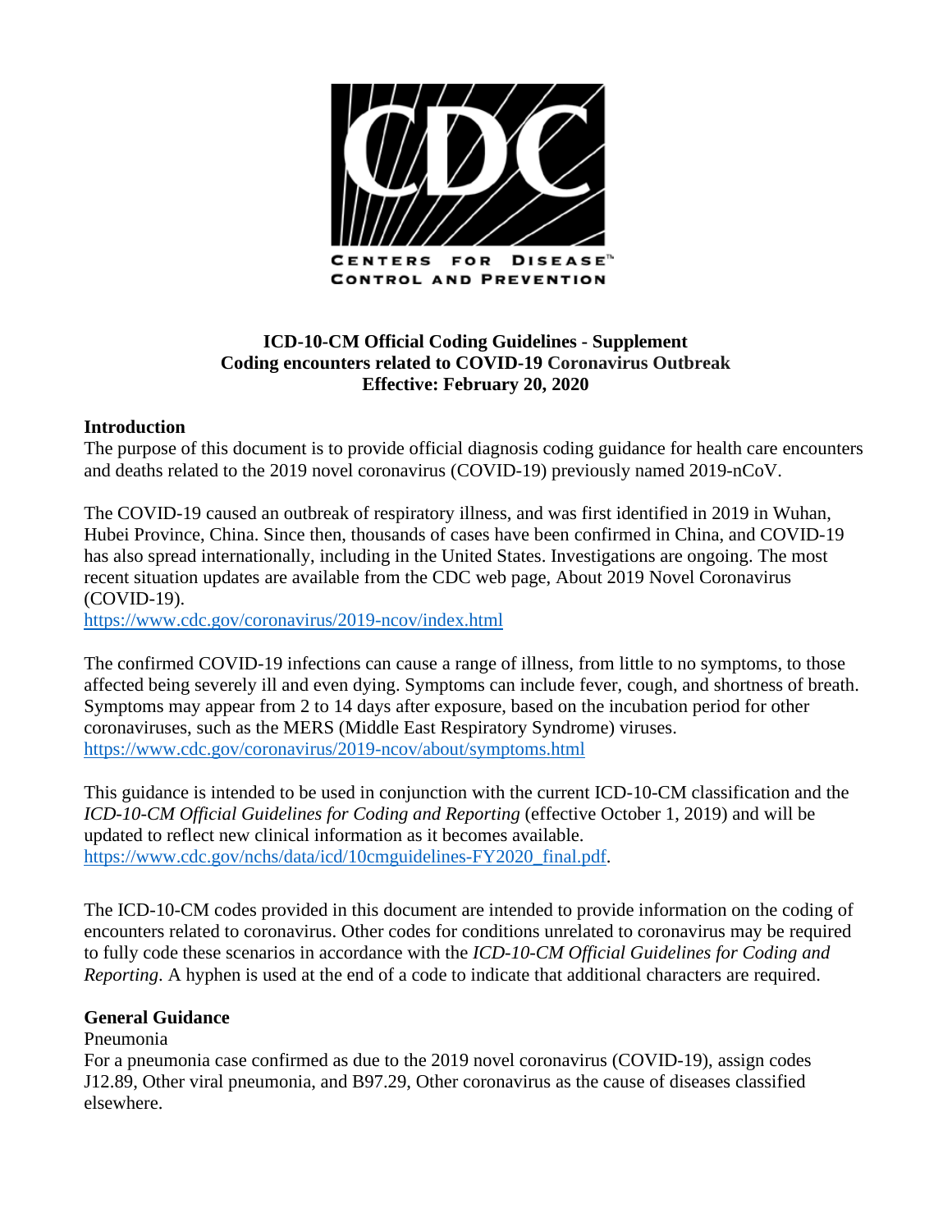CENTERS FOR DISEASE™ CONTROL AND PREVENTION

**ICD-10-CM Official Coding Guidelines - Supplement**
**Coding encounters related to COVID-19 Coronavirus Outbreak**
**Effective: February 20, 2020**

## Introduction

The purpose of this document is to provide official diagnosis coding guidance for health care encounters and deaths related to the 2019 novel coronavirus (COVID-19) previously named 2019-nCoV.

The COVID-19 caused an outbreak of respiratory illness, and was first identified in 2019 in Wuhan, Hubei Province, China. Since then, thousands of cases have been confirmed in China, and COVID-19 has also spread internationally, including in the United States. Investigations are ongoing. The most recent situation updates are available from the CDC web page, About 2019 Novel Coronavirus (COVID-19).
https://www.cdc.gov/coronavirus/2019-ncov/index.html

The confirmed COVID-19 infections can cause a range of illness, from little to no symptoms, to those affected being severely ill and even dying. Symptoms can include fever, cough, and shortness of breath. Symptoms may appear from 2 to 14 days after exposure, based on the incubation period for other coronaviruses, such as the MERS (Middle East Respiratory Syndrome) viruses.
https://www.cdc.gov/coronavirus/2019-ncov/about/symptoms.html

This guidance is intended to be used in conjunction with the current ICD-10-CM classification and the *ICD-10-CM Official Guidelines for Coding and Reporting* (effective October 1, 2019) and will be updated to reflect new clinical information as it becomes available.
https://www.cdc.gov/nchs/data/icd/10cmguidelines-FY2020_final.pdf.

The ICD-10-CM codes provided in this document are intended to provide information on the coding of encounters related to coronavirus. Other codes for conditions unrelated to coronavirus may be required to fully code these scenarios in accordance with the *ICD-10-CM Official Guidelines for Coding and Reporting*. A hyphen is used at the end of a code to indicate that additional characters are required.

## General Guidance

Pneumonia

For a pneumonia case confirmed as due to the 2019 novel coronavirus (COVID-19), assign codes J12.89, Other viral pneumonia, and B97.29, Other coronavirus as the cause of diseases classified elsewhere.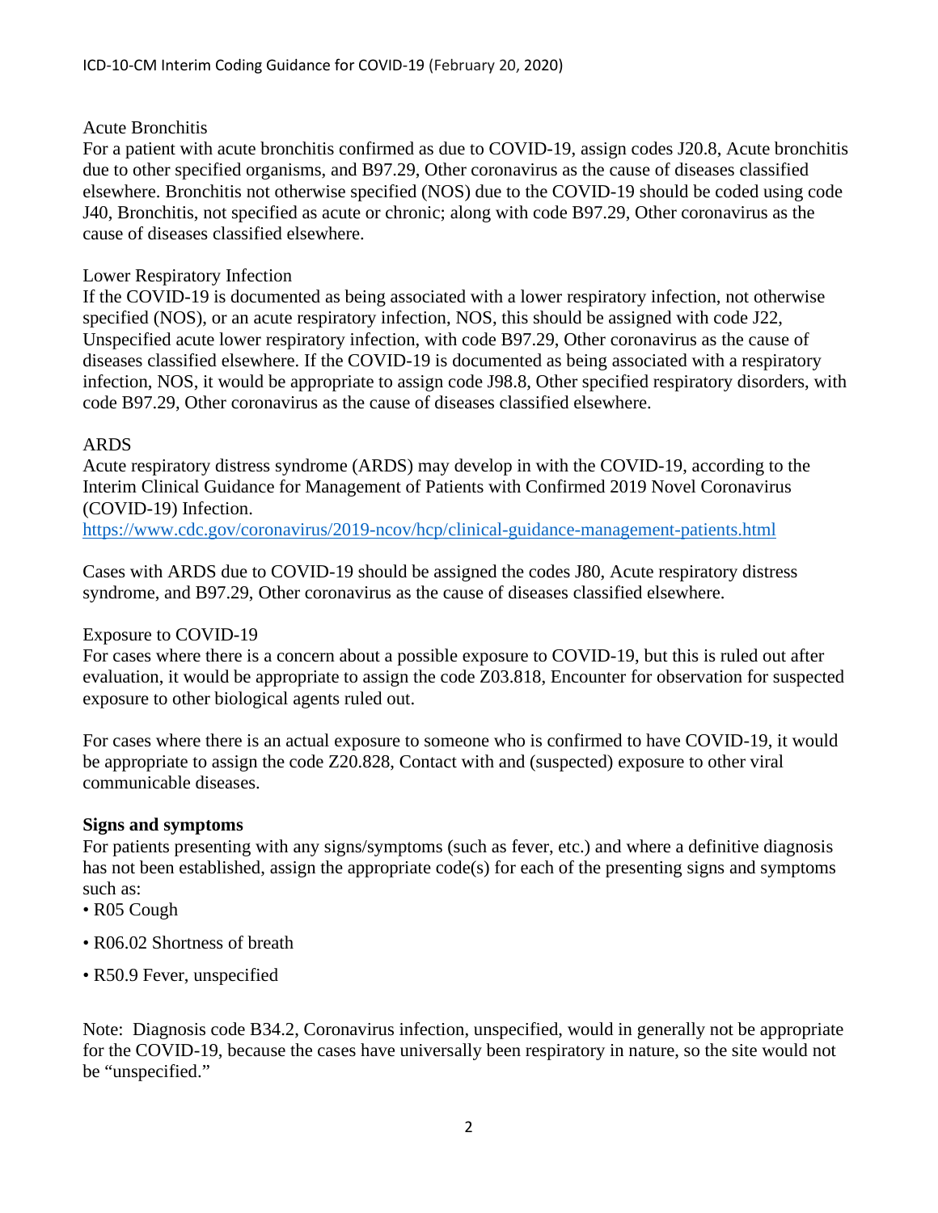Acute Bronchitis

For a patient with acute bronchitis confirmed as due to COVID-19, assign codes J20.8, Acute bronchitis due to other specified organisms, and B97.29, Other coronavirus as the cause of diseases classified elsewhere. Bronchitis not otherwise specified (NOS) due to the COVID-19 should be coded using code J40, Bronchitis, not specified as acute or chronic; along with code B97.29, Other coronavirus as the cause of diseases classified elsewhere.

Lower Respiratory Infection

If the COVID-19 is documented as being associated with a lower respiratory infection, not otherwise specified (NOS), or an acute respiratory infection, NOS, this should be assigned with code J22, Unspecified acute lower respiratory infection, with code B97.29, Other coronavirus as the cause of diseases classified elsewhere. If the COVID-19 is documented as being associated with a respiratory infection, NOS, it would be appropriate to assign code J98.8, Other specified respiratory disorders, with code B97.29, Other coronavirus as the cause of diseases classified elsewhere.

ARDS

Acute respiratory distress syndrome (ARDS) may develop in with the COVID-19, according to the Interim Clinical Guidance for Management of Patients with Confirmed 2019 Novel Coronavirus (COVID-19) Infection.
https://www.cdc.gov/coronavirus/2019-ncov/hcp/clinical-guidance-management-patients.html

Cases with ARDS due to COVID-19 should be assigned the codes J80, Acute respiratory distress syndrome, and B97.29, Other coronavirus as the cause of diseases classified elsewhere.

Exposure to COVID-19

For cases where there is a concern about a possible exposure to COVID-19, but this is ruled out after evaluation, it would be appropriate to assign the code Z03.818, Encounter for observation for suspected exposure to other biological agents ruled out.

For cases where there is an actual exposure to someone who is confirmed to have COVID-19, it would be appropriate to assign the code Z20.828, Contact with and (suspected) exposure to other viral communicable diseases.

**Signs and symptoms**

For patients presenting with any signs/symptoms (such as fever, etc.) and where a definitive diagnosis has not been established, assign the appropriate code(s) for each of the presenting signs and symptoms such as:

- R05 Cough
- R06.02 Shortness of breath
- R50.9 Fever, unspecified

Note: Diagnosis code B34.2, Coronavirus infection, unspecified, would in generally not be appropriate for the COVID-19, because the cases have universally been respiratory in nature, so the site would not be "unspecified."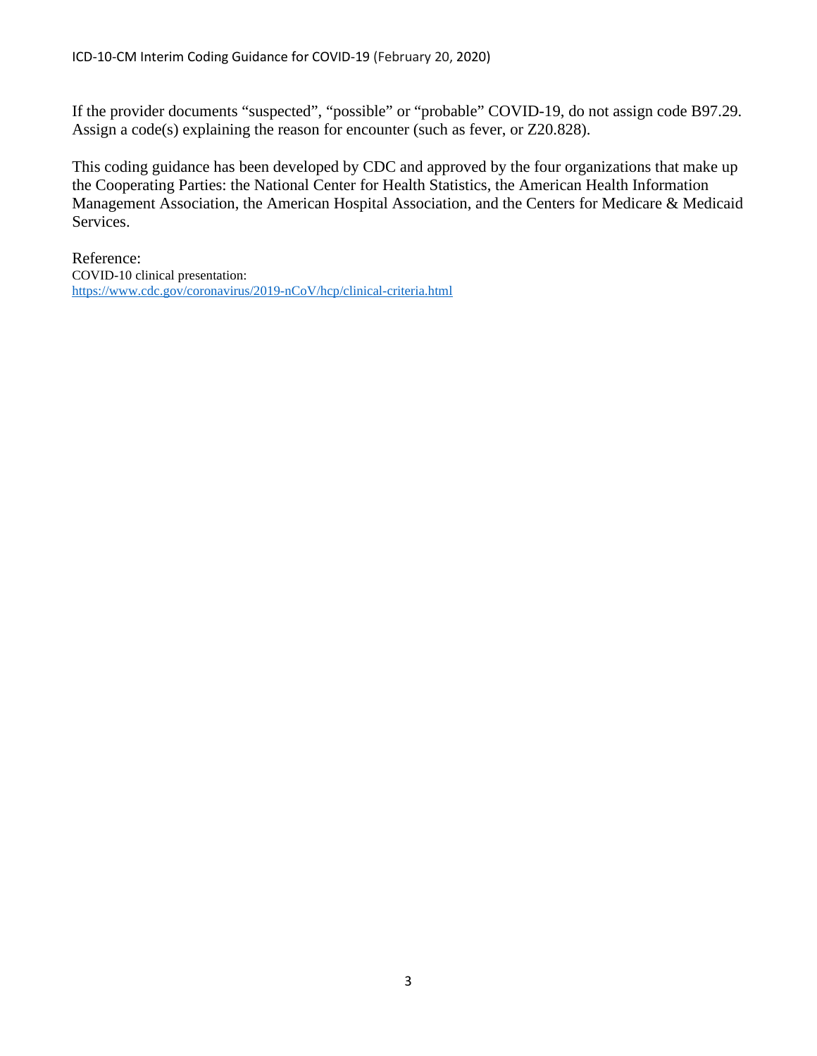If the provider documents “suspected”, “possible” or “probable” COVID-19, do not assign code B97.29. Assign a code(s) explaining the reason for encounter (such as fever, or Z20.828).

This coding guidance has been developed by CDC and approved by the four organizations that make up the Cooperating Parties: the National Center for Health Statistics, the American Health Information Management Association, the American Hospital Association, and the Centers for Medicare & Medicaid Services.

Reference:
COVID-10 clinical presentation:
https://www.cdc.gov/coronavirus/2019-nCoV/hcp/clinical-criteria.html